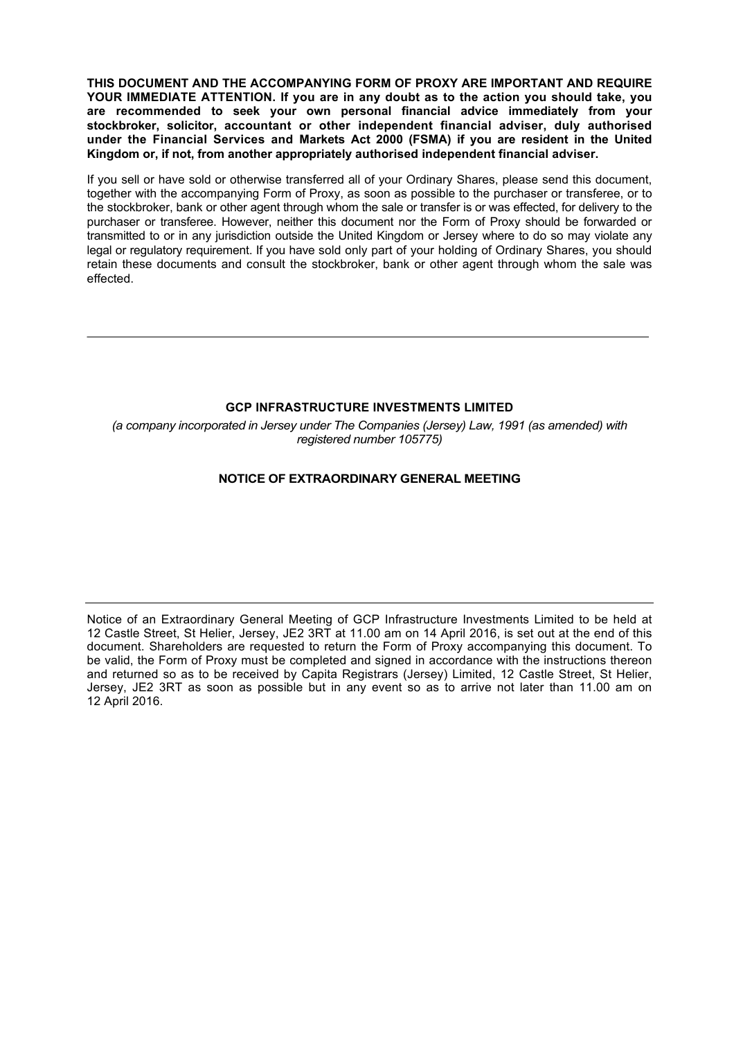**THIS DOCUMENT AND THE ACCOMPANYING FORM OF PROXY ARE IMPORTANT AND REQUIRE YOUR IMMEDIATE ATTENTION. If you are in any doubt as to the action you should take, you are recommended to seek your own personal financial advice immediately from your stockbroker, solicitor, accountant or other independent financial adviser, duly authorised under the Financial Services and Markets Act 2000 (FSMA) if you are resident in the United Kingdom or, if not, from another appropriately authorised independent financial adviser.**

If you sell or have sold or otherwise transferred all of your Ordinary Shares, please send this document, together with the accompanying Form of Proxy, as soon as possible to the purchaser or transferee, or to the stockbroker, bank or other agent through whom the sale or transfer is or was effected, for delivery to the purchaser or transferee. However, neither this document nor the Form of Proxy should be forwarded or transmitted to or in any jurisdiction outside the United Kingdom or Jersey where to do so may violate any legal or regulatory requirement. If you have sold only part of your holding of Ordinary Shares, you should retain these documents and consult the stockbroker, bank or other agent through whom the sale was effected.

---

**GCP INFRASTRUCTURE INVESTMENTS LIMITED**

*(a company incorporated in Jersey under The Companies (Jersey) Law, 1991 (as amended) with registered number 105775)*

**NOTICE OF EXTRAORDINARY GENERAL MEETING**

---

Notice of an Extraordinary General Meeting of GCP Infrastructure Investments Limited to be held at 12 Castle Street, St Helier, Jersey, JE2 3RT at 11.00 am on 14 April 2016, is set out at the end of this document. Shareholders are requested to return the Form of Proxy accompanying this document. To be valid, the Form of Proxy must be completed and signed in accordance with the instructions thereon and returned so as to be received by Capita Registrars (Jersey) Limited, 12 Castle Street, St Helier, Jersey, JE2 3RT as soon as possible but in any event so as to arrive not later than 11.00 am on 12 April 2016.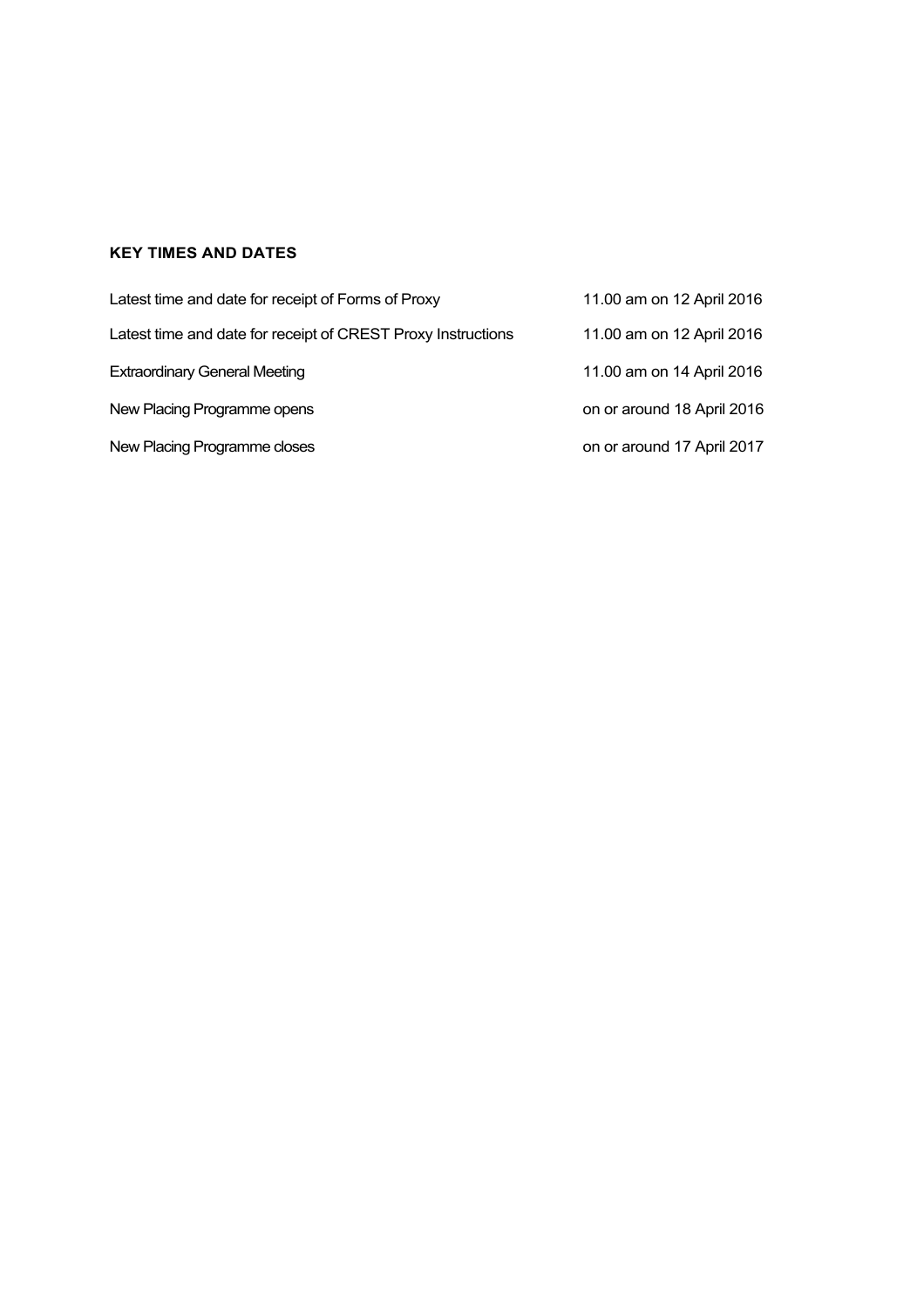## KEY TIMES AND DATES

| | |
|---|---|
| Latest time and date for receipt of Forms of Proxy | 11.00 am on 12 April 2016 |
| Latest time and date for receipt of CREST Proxy Instructions | 11.00 am on 12 April 2016 |
| Extraordinary General Meeting | 11.00 am on 14 April 2016 |
| New Placing Programme opens | on or around 18 April 2016 |
| New Placing Programme closes | on or around 17 April 2017 |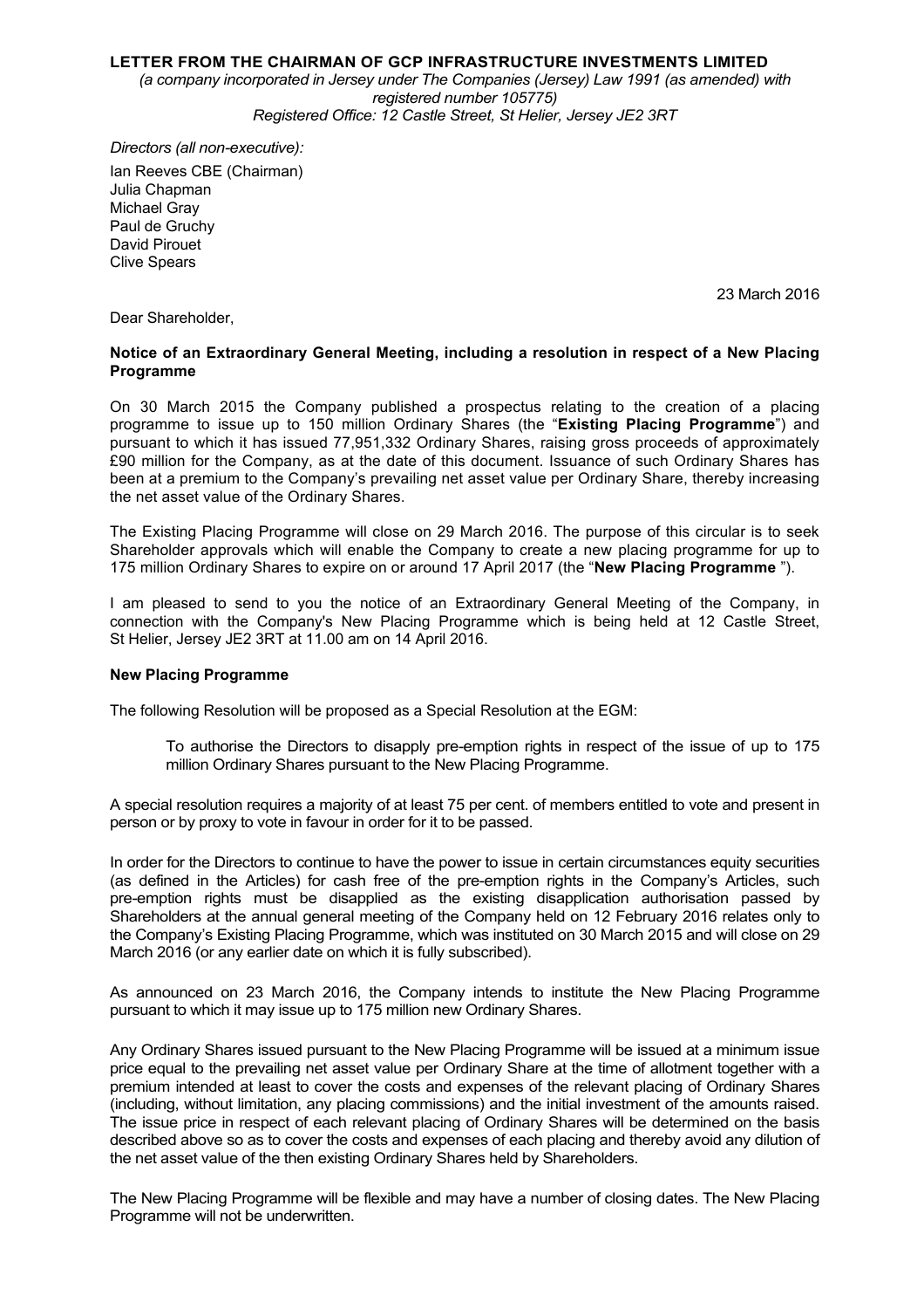**LETTER FROM THE CHAIRMAN OF GCP INFRASTRUCTURE INVESTMENTS LIMITED**

*(a company incorporated in Jersey under The Companies (Jersey) Law 1991 (as amended) with registered number 105775)*
*Registered Office: 12 Castle Street, St Helier, Jersey JE2 3RT*

*Directors (all non-executive):*

Ian Reeves CBE (Chairman)
Julia Chapman
Michael Gray
Paul de Gruchy
David Pirouet
Clive Spears

23 March 2016

Dear Shareholder,

**Notice of an Extraordinary General Meeting, including a resolution in respect of a New Placing Programme**

On 30 March 2015 the Company published a prospectus relating to the creation of a placing programme to issue up to 150 million Ordinary Shares (the "**Existing Placing Programme**") and pursuant to which it has issued 77,951,332 Ordinary Shares, raising gross proceeds of approximately £90 million for the Company, as at the date of this document. Issuance of such Ordinary Shares has been at a premium to the Company's prevailing net asset value per Ordinary Share, thereby increasing the net asset value of the Ordinary Shares.

The Existing Placing Programme will close on 29 March 2016. The purpose of this circular is to seek Shareholder approvals which will enable the Company to create a new placing programme for up to 175 million Ordinary Shares to expire on or around 17 April 2017 (the "**New Placing Programme** ").

I am pleased to send to you the notice of an Extraordinary General Meeting of the Company, in connection with the Company's New Placing Programme which is being held at 12 Castle Street, St Helier, Jersey JE2 3RT at 11.00 am on 14 April 2016.

**New Placing Programme**

The following Resolution will be proposed as a Special Resolution at the EGM:

> To authorise the Directors to disapply pre-emption rights in respect of the issue of up to 175 million Ordinary Shares pursuant to the New Placing Programme.

A special resolution requires a majority of at least 75 per cent. of members entitled to vote and present in person or by proxy to vote in favour in order for it to be passed.

In order for the Directors to continue to have the power to issue in certain circumstances equity securities (as defined in the Articles) for cash free of the pre-emption rights in the Company's Articles, such pre-emption rights must be disapplied as the existing disapplication authorisation passed by Shareholders at the annual general meeting of the Company held on 12 February 2016 relates only to the Company's Existing Placing Programme, which was instituted on 30 March 2015 and will close on 29 March 2016 (or any earlier date on which it is fully subscribed).

As announced on 23 March 2016, the Company intends to institute the New Placing Programme pursuant to which it may issue up to 175 million new Ordinary Shares.

Any Ordinary Shares issued pursuant to the New Placing Programme will be issued at a minimum issue price equal to the prevailing net asset value per Ordinary Share at the time of allotment together with a premium intended at least to cover the costs and expenses of the relevant placing of Ordinary Shares (including, without limitation, any placing commissions) and the initial investment of the amounts raised. The issue price in respect of each relevant placing of Ordinary Shares will be determined on the basis described above so as to cover the costs and expenses of each placing and thereby avoid any dilution of the net asset value of the then existing Ordinary Shares held by Shareholders.

The New Placing Programme will be flexible and may have a number of closing dates. The New Placing Programme will not be underwritten.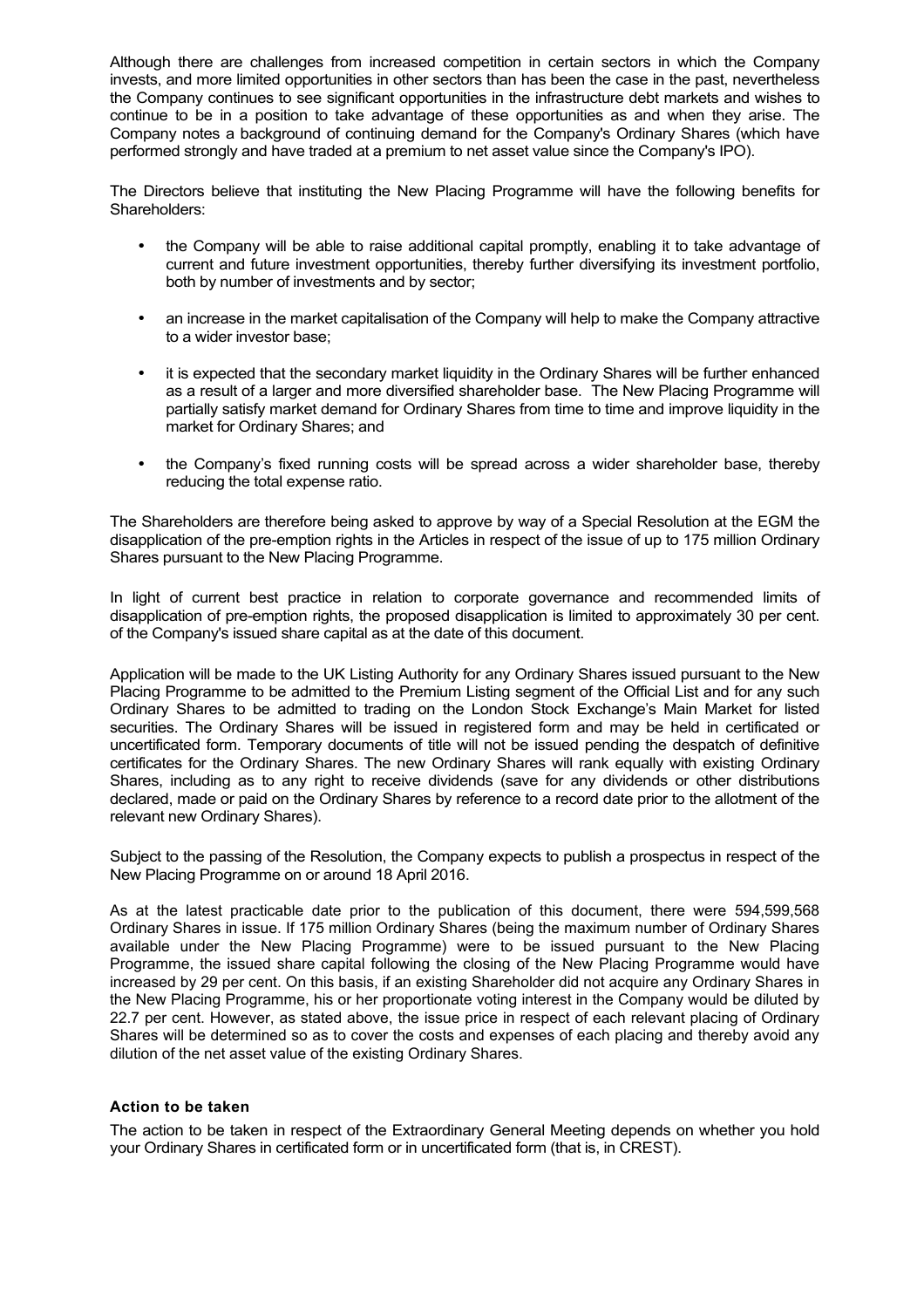Although there are challenges from increased competition in certain sectors in which the Company invests, and more limited opportunities in other sectors than has been the case in the past, nevertheless the Company continues to see significant opportunities in the infrastructure debt markets and wishes to continue to be in a position to take advantage of these opportunities as and when they arise. The Company notes a background of continuing demand for the Company's Ordinary Shares (which have performed strongly and have traded at a premium to net asset value since the Company's IPO).

The Directors believe that instituting the New Placing Programme will have the following benefits for Shareholders:

- the Company will be able to raise additional capital promptly, enabling it to take advantage of current and future investment opportunities, thereby further diversifying its investment portfolio, both by number of investments and by sector;
- an increase in the market capitalisation of the Company will help to make the Company attractive to a wider investor base;
- it is expected that the secondary market liquidity in the Ordinary Shares will be further enhanced as a result of a larger and more diversified shareholder base. The New Placing Programme will partially satisfy market demand for Ordinary Shares from time to time and improve liquidity in the market for Ordinary Shares; and
- the Company's fixed running costs will be spread across a wider shareholder base, thereby reducing the total expense ratio.

The Shareholders are therefore being asked to approve by way of a Special Resolution at the EGM the disapplication of the pre-emption rights in the Articles in respect of the issue of up to 175 million Ordinary Shares pursuant to the New Placing Programme.

In light of current best practice in relation to corporate governance and recommended limits of disapplication of pre-emption rights, the proposed disapplication is limited to approximately 30 per cent. of the Company's issued share capital as at the date of this document.

Application will be made to the UK Listing Authority for any Ordinary Shares issued pursuant to the New Placing Programme to be admitted to the Premium Listing segment of the Official List and for any such Ordinary Shares to be admitted to trading on the London Stock Exchange's Main Market for listed securities. The Ordinary Shares will be issued in registered form and may be held in certificated or uncertificated form. Temporary documents of title will not be issued pending the despatch of definitive certificates for the Ordinary Shares. The new Ordinary Shares will rank equally with existing Ordinary Shares, including as to any right to receive dividends (save for any dividends or other distributions declared, made or paid on the Ordinary Shares by reference to a record date prior to the allotment of the relevant new Ordinary Shares).

Subject to the passing of the Resolution, the Company expects to publish a prospectus in respect of the New Placing Programme on or around 18 April 2016.

As at the latest practicable date prior to the publication of this document, there were 594,599,568 Ordinary Shares in issue. If 175 million Ordinary Shares (being the maximum number of Ordinary Shares available under the New Placing Programme) were to be issued pursuant to the New Placing Programme, the issued share capital following the closing of the New Placing Programme would have increased by 29 per cent. On this basis, if an existing Shareholder did not acquire any Ordinary Shares in the New Placing Programme, his or her proportionate voting interest in the Company would be diluted by 22.7 per cent. However, as stated above, the issue price in respect of each relevant placing of Ordinary Shares will be determined so as to cover the costs and expenses of each placing and thereby avoid any dilution of the net asset value of the existing Ordinary Shares.

### Action to be taken

The action to be taken in respect of the Extraordinary General Meeting depends on whether you hold your Ordinary Shares in certificated form or in uncertificated form (that is, in CREST).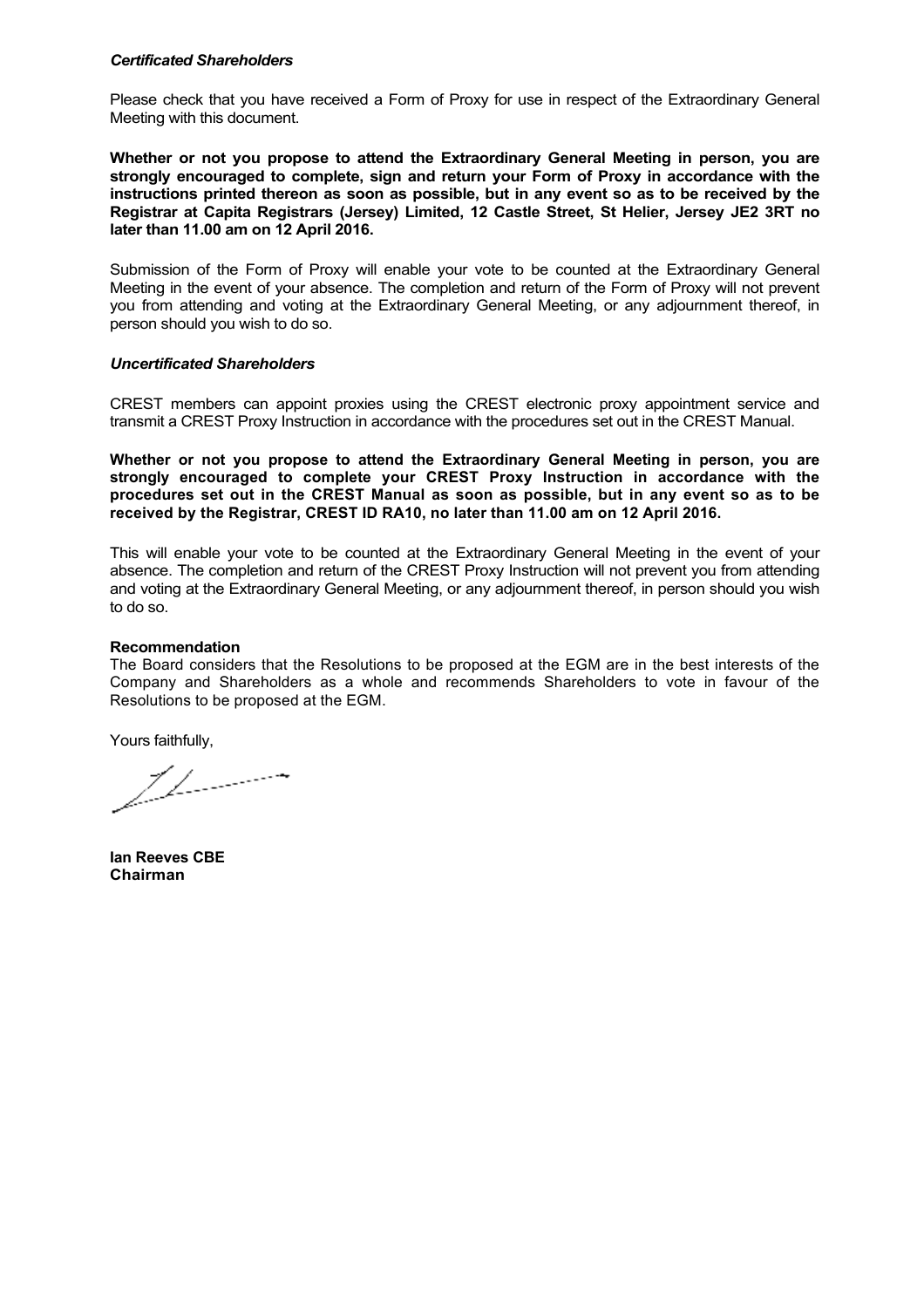### *Certificated Shareholders*

Please check that you have received a Form of Proxy for use in respect of the Extraordinary General Meeting with this document.

**Whether or not you propose to attend the Extraordinary General Meeting in person, you are strongly encouraged to complete, sign and return your Form of Proxy in accordance with the instructions printed thereon as soon as possible, but in any event so as to be received by the Registrar at Capita Registrars (Jersey) Limited, 12 Castle Street, St Helier, Jersey JE2 3RT no later than 11.00 am on 12 April 2016.**

Submission of the Form of Proxy will enable your vote to be counted at the Extraordinary General Meeting in the event of your absence. The completion and return of the Form of Proxy will not prevent you from attending and voting at the Extraordinary General Meeting, or any adjournment thereof, in person should you wish to do so.

### *Uncertificated Shareholders*

CREST members can appoint proxies using the CREST electronic proxy appointment service and transmit a CREST Proxy Instruction in accordance with the procedures set out in the CREST Manual.

**Whether or not you propose to attend the Extraordinary General Meeting in person, you are strongly encouraged to complete your CREST Proxy Instruction in accordance with the procedures set out in the CREST Manual as soon as possible, but in any event so as to be received by the Registrar, CREST ID RA10, no later than 11.00 am on 12 April 2016.**

This will enable your vote to be counted at the Extraordinary General Meeting in the event of your absence. The completion and return of the CREST Proxy Instruction will not prevent you from attending and voting at the Extraordinary General Meeting, or any adjournment thereof, in person should you wish to do so.

**Recommendation**

The Board considers that the Resolutions to be proposed at the EGM are in the best interests of the Company and Shareholders as a whole and recommends Shareholders to vote in favour of the Resolutions to be proposed at the EGM.

Yours faithfully,

**Ian Reeves CBE**
**Chairman**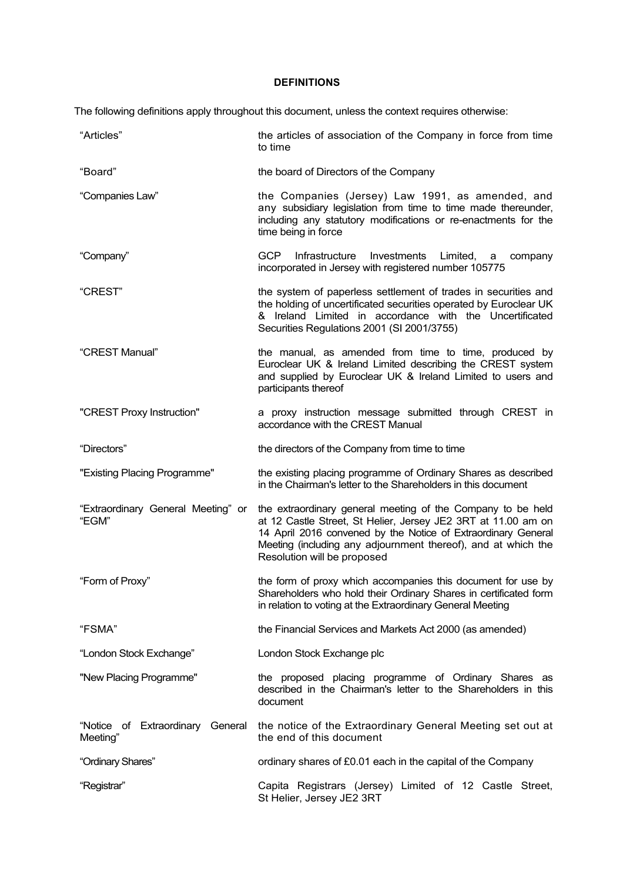**DEFINITIONS**

The following definitions apply throughout this document, unless the context requires otherwise:

| | |
|---|---|
| "Articles" | the articles of association of the Company in force from time to time |
| "Board" | the board of Directors of the Company |
| "Companies Law" | the Companies (Jersey) Law 1991, as amended, and any subsidiary legislation from time to time made thereunder, including any statutory modifications or re-enactments for the time being in force |
| "Company" | GCP Infrastructure Investments Limited, a company incorporated in Jersey with registered number 105775 |
| "CREST" | the system of paperless settlement of trades in securities and the holding of uncertificated securities operated by Euroclear UK & Ireland Limited in accordance with the Uncertificated Securities Regulations 2001 (SI 2001/3755) |
| "CREST Manual" | the manual, as amended from time to time, produced by Euroclear UK & Ireland Limited describing the CREST system and supplied by Euroclear UK & Ireland Limited to users and participants thereof |
| "CREST Proxy Instruction" | a proxy instruction message submitted through CREST in accordance with the CREST Manual |
| "Directors" | the directors of the Company from time to time |
| "Existing Placing Programme" | the existing placing programme of Ordinary Shares as described in the Chairman's letter to the Shareholders in this document |
| "Extraordinary General Meeting" or "EGM" | the extraordinary general meeting of the Company to be held at 12 Castle Street, St Helier, Jersey JE2 3RT at 11.00 am on 14 April 2016 convened by the Notice of Extraordinary General Meeting (including any adjournment thereof), and at which the Resolution will be proposed |
| "Form of Proxy" | the form of proxy which accompanies this document for use by Shareholders who hold their Ordinary Shares in certificated form in relation to voting at the Extraordinary General Meeting |
| "FSMA" | the Financial Services and Markets Act 2000 (as amended) |
| "London Stock Exchange" | London Stock Exchange plc |
| "New Placing Programme" | the proposed placing programme of Ordinary Shares as described in the Chairman's letter to the Shareholders in this document |
| "Notice of Extraordinary General Meeting" | the notice of the Extraordinary General Meeting set out at the end of this document |
| "Ordinary Shares" | ordinary shares of £0.01 each in the capital of the Company |
| "Registrar" | Capita Registrars (Jersey) Limited of 12 Castle Street, St Helier, Jersey JE2 3RT |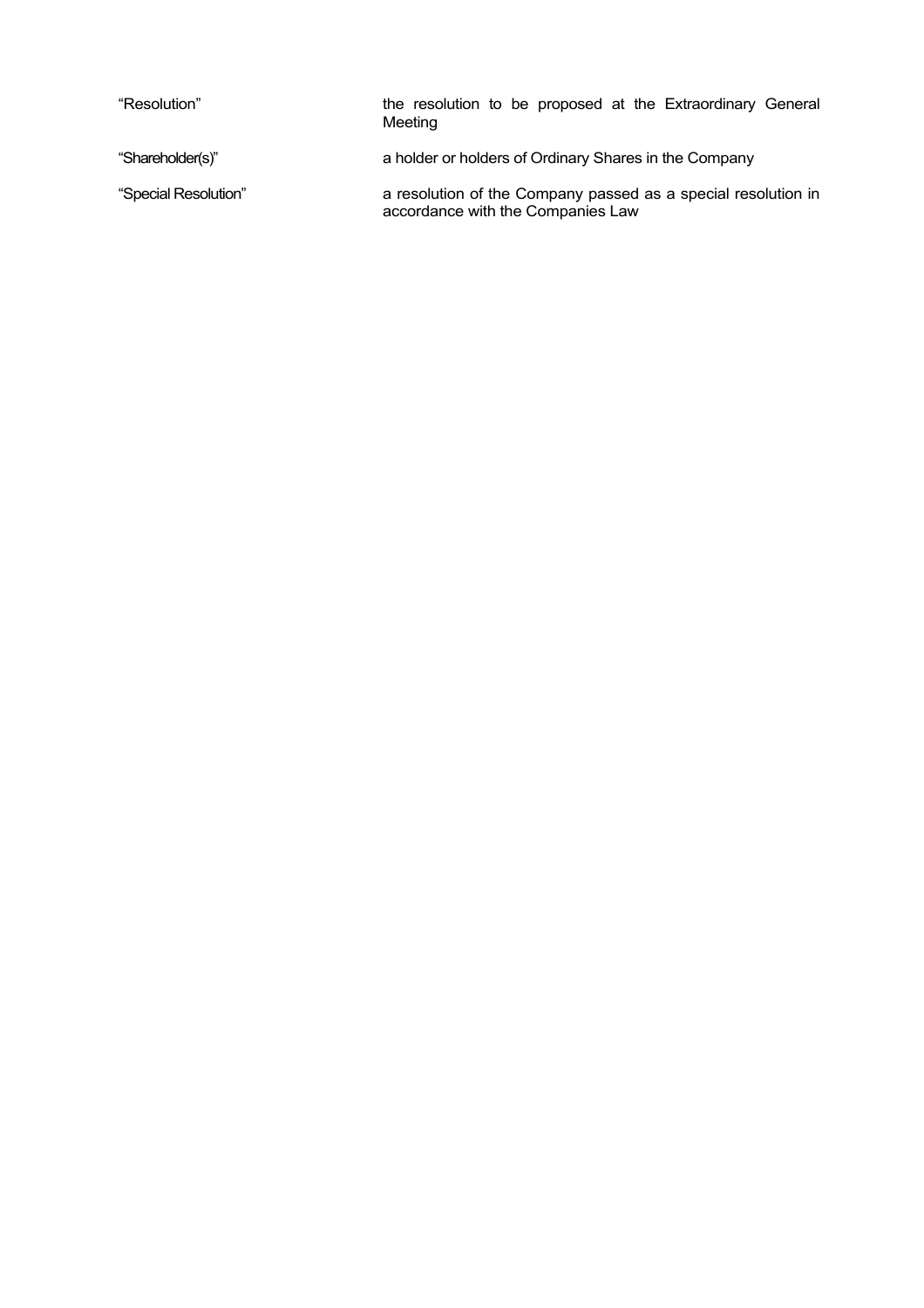| | |
|---|---|
| "Resolution" | the resolution to be proposed at the Extraordinary General Meeting |
| "Shareholder(s)" | a holder or holders of Ordinary Shares in the Company |
| "Special Resolution" | a resolution of the Company passed as a special resolution in accordance with the Companies Law |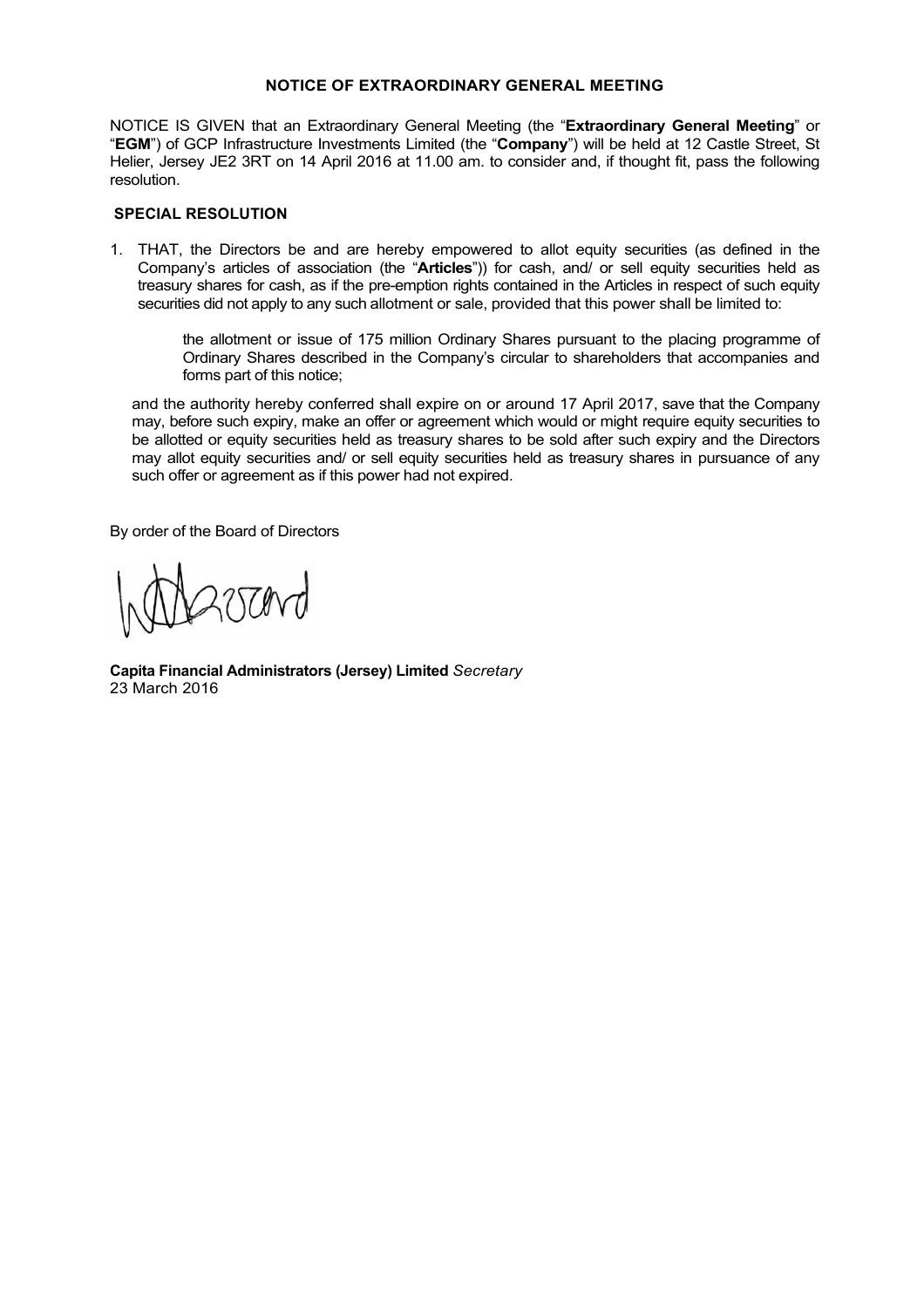**NOTICE OF EXTRAORDINARY GENERAL MEETING**

NOTICE IS GIVEN that an Extraordinary General Meeting (the "**Extraordinary General Meeting**" or "**EGM**") of GCP Infrastructure Investments Limited (the "**Company**") will be held at 12 Castle Street, St Helier, Jersey JE2 3RT on 14 April 2016 at 11.00 am. to consider and, if thought fit, pass the following resolution.

**SPECIAL RESOLUTION**

1. THAT, the Directors be and are hereby empowered to allot equity securities (as defined in the Company's articles of association (the "**Articles**")) for cash, and/ or sell equity securities held as treasury shares for cash, as if the pre-emption rights contained in the Articles in respect of such equity securities did not apply to any such allotment or sale, provided that this power shall be limited to:

   the allotment or issue of 175 million Ordinary Shares pursuant to the placing programme of Ordinary Shares described in the Company's circular to shareholders that accompanies and forms part of this notice;

   and the authority hereby conferred shall expire on or around 17 April 2017, save that the Company may, before such expiry, make an offer or agreement which would or might require equity securities to be allotted or equity securities held as treasury shares to be sold after such expiry and the Directors may allot equity securities and/ or sell equity securities held as treasury shares in pursuance of any such offer or agreement as if this power had not expired.

By order of the Board of Directors

**Capita Financial Administrators (Jersey) Limited** *Secretary*
23 March 2016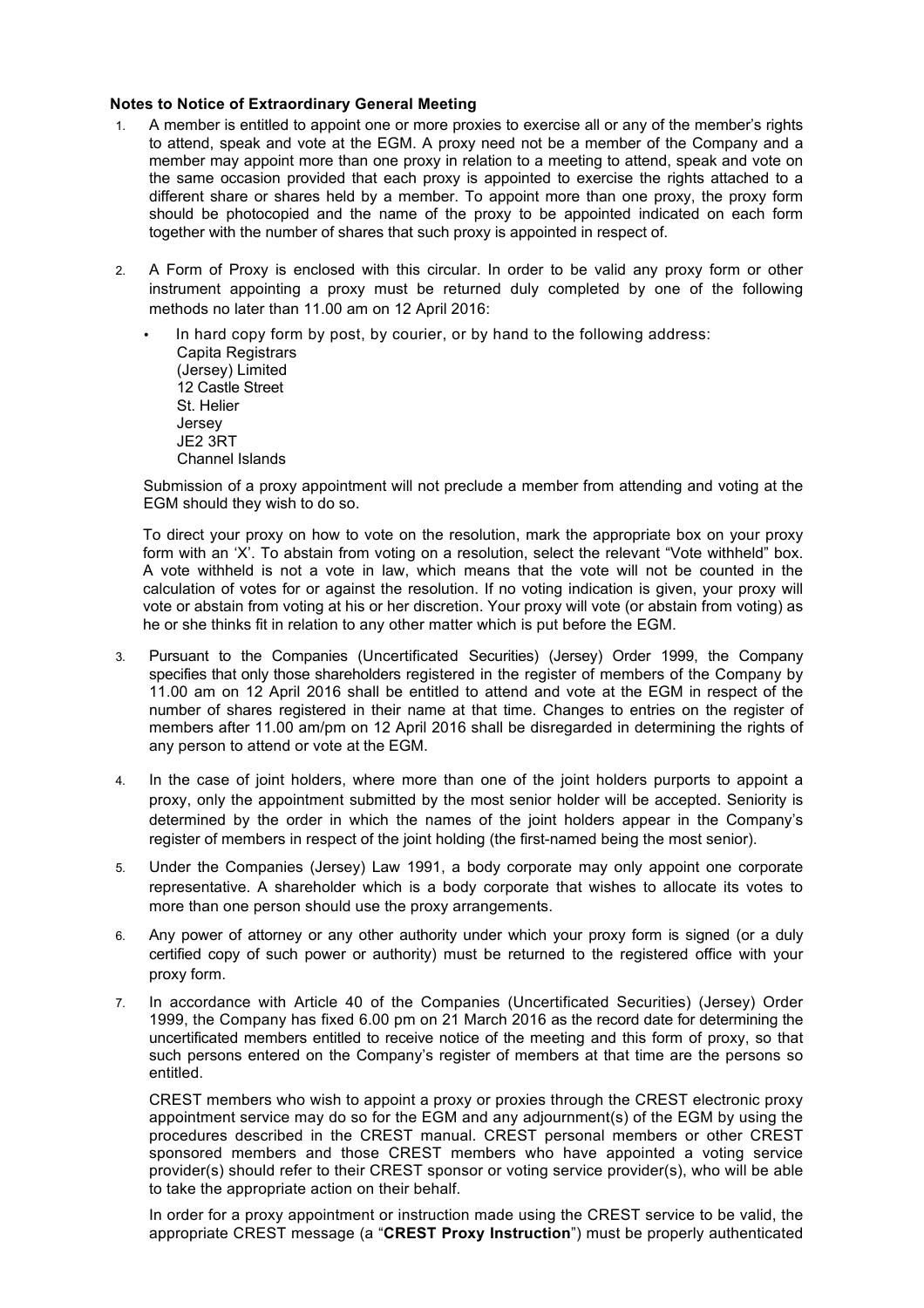**Notes to Notice of Extraordinary General Meeting**

1. A member is entitled to appoint one or more proxies to exercise all or any of the member's rights to attend, speak and vote at the EGM. A proxy need not be a member of the Company and a member may appoint more than one proxy in relation to a meeting to attend, speak and vote on the same occasion provided that each proxy is appointed to exercise the rights attached to a different share or shares held by a member. To appoint more than one proxy, the proxy form should be photocopied and the name of the proxy to be appointed indicated on each form together with the number of shares that such proxy is appointed in respect of.

2. A Form of Proxy is enclosed with this circular. In order to be valid any proxy form or other instrument appointing a proxy must be returned duly completed by one of the following methods no later than 11.00 am on 12 April 2016:

   - In hard copy form by post, by courier, or by hand to the following address:
     Capita Registrars
     (Jersey) Limited
     12 Castle Street
     St. Helier
     Jersey
     JE2 3RT
     Channel Islands

   Submission of a proxy appointment will not preclude a member from attending and voting at the EGM should they wish to do so.

   To direct your proxy on how to vote on the resolution, mark the appropriate box on your proxy form with an 'X'. To abstain from voting on a resolution, select the relevant "Vote withheld" box. A vote withheld is not a vote in law, which means that the vote will not be counted in the calculation of votes for or against the resolution. If no voting indication is given, your proxy will vote or abstain from voting at his or her discretion. Your proxy will vote (or abstain from voting) as he or she thinks fit in relation to any other matter which is put before the EGM.

3. Pursuant to the Companies (Uncertificated Securities) (Jersey) Order 1999, the Company specifies that only those shareholders registered in the register of members of the Company by 11.00 am on 12 April 2016 shall be entitled to attend and vote at the EGM in respect of the number of shares registered in their name at that time. Changes to entries on the register of members after 11.00 am/pm on 12 April 2016 shall be disregarded in determining the rights of any person to attend or vote at the EGM.

4. In the case of joint holders, where more than one of the joint holders purports to appoint a proxy, only the appointment submitted by the most senior holder will be accepted. Seniority is determined by the order in which the names of the joint holders appear in the Company's register of members in respect of the joint holding (the first-named being the most senior).

5. Under the Companies (Jersey) Law 1991, a body corporate may only appoint one corporate representative. A shareholder which is a body corporate that wishes to allocate its votes to more than one person should use the proxy arrangements.

6. Any power of attorney or any other authority under which your proxy form is signed (or a duly certified copy of such power or authority) must be returned to the registered office with your proxy form.

7. In accordance with Article 40 of the Companies (Uncertificated Securities) (Jersey) Order 1999, the Company has fixed 6.00 pm on 21 March 2016 as the record date for determining the uncertificated members entitled to receive notice of the meeting and this form of proxy, so that such persons entered on the Company's register of members at that time are the persons so entitled.

   CREST members who wish to appoint a proxy or proxies through the CREST electronic proxy appointment service may do so for the EGM and any adjournment(s) of the EGM by using the procedures described in the CREST manual. CREST personal members or other CREST sponsored members and those CREST members who have appointed a voting service provider(s) should refer to their CREST sponsor or voting service provider(s), who will be able to take the appropriate action on their behalf.

   In order for a proxy appointment or instruction made using the CREST service to be valid, the appropriate CREST message (a "**CREST Proxy Instruction**") must be properly authenticated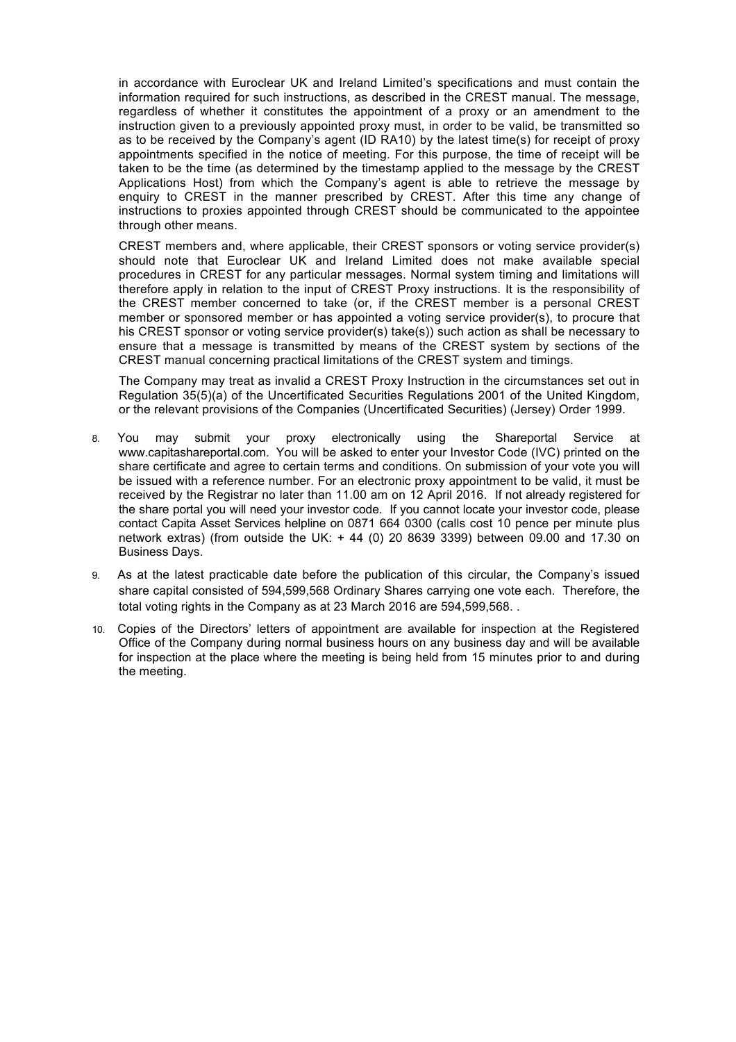in accordance with Euroclear UK and Ireland Limited's specifications and must contain the information required for such instructions, as described in the CREST manual. The message, regardless of whether it constitutes the appointment of a proxy or an amendment to the instruction given to a previously appointed proxy must, in order to be valid, be transmitted so as to be received by the Company's agent (ID RA10) by the latest time(s) for receipt of proxy appointments specified in the notice of meeting. For this purpose, the time of receipt will be taken to be the time (as determined by the timestamp applied to the message by the CREST Applications Host) from which the Company's agent is able to retrieve the message by enquiry to CREST in the manner prescribed by CREST. After this time any change of instructions to proxies appointed through CREST should be communicated to the appointee through other means.

CREST members and, where applicable, their CREST sponsors or voting service provider(s) should note that Euroclear UK and Ireland Limited does not make available special procedures in CREST for any particular messages. Normal system timing and limitations will therefore apply in relation to the input of CREST Proxy instructions. It is the responsibility of the CREST member concerned to take (or, if the CREST member is a personal CREST member or sponsored member or has appointed a voting service provider(s), to procure that his CREST sponsor or voting service provider(s) take(s)) such action as shall be necessary to ensure that a message is transmitted by means of the CREST system by sections of the CREST manual concerning practical limitations of the CREST system and timings.

The Company may treat as invalid a CREST Proxy Instruction in the circumstances set out in Regulation 35(5)(a) of the Uncertificated Securities Regulations 2001 of the United Kingdom, or the relevant provisions of the Companies (Uncertificated Securities) (Jersey) Order 1999.

8. You may submit your proxy electronically using the Shareportal Service at www.capitashareportal.com. You will be asked to enter your Investor Code (IVC) printed on the share certificate and agree to certain terms and conditions. On submission of your vote you will be issued with a reference number. For an electronic proxy appointment to be valid, it must be received by the Registrar no later than 11.00 am on 12 April 2016. If not already registered for the share portal you will need your investor code. If you cannot locate your investor code, please contact Capita Asset Services helpline on 0871 664 0300 (calls cost 10 pence per minute plus network extras) (from outside the UK: + 44 (0) 20 8639 3399) between 09.00 and 17.30 on Business Days.

9. As at the latest practicable date before the publication of this circular, the Company's issued share capital consisted of 594,599,568 Ordinary Shares carrying one vote each. Therefore, the total voting rights in the Company as at 23 March 2016 are 594,599,568. .

10. Copies of the Directors' letters of appointment are available for inspection at the Registered Office of the Company during normal business hours on any business day and will be available for inspection at the place where the meeting is being held from 15 minutes prior to and during the meeting.